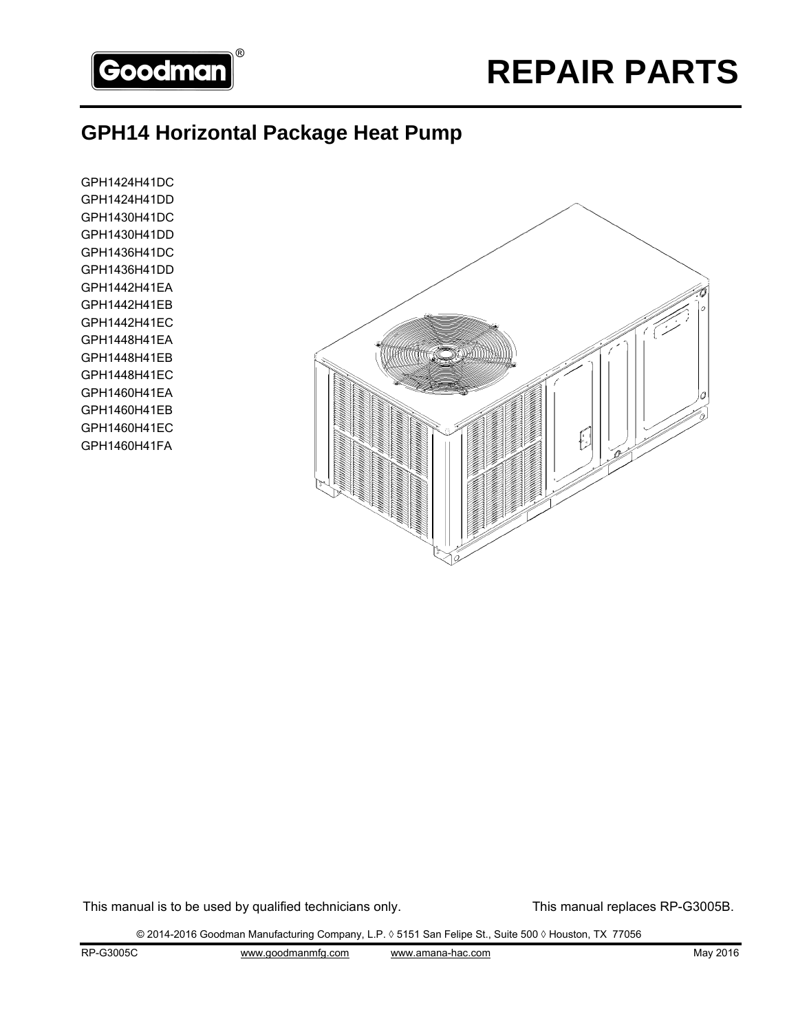# REPAIR PARTS

## GPH14 Horizontal Package Heat Pump

GPH1424H41DC
GPH1424H41DD
GPH1430H41DC
GPH1430H41DD
GPH1436H41DC
GPH1436H41DD
GPH1442H41EA
GPH1442H41EB
GPH1442H41EC
GPH1448H41EA
GPH1448H41EB
GPH1448H41EC
GPH1460H41EA
GPH1460H41EB
GPH1460H41EC
GPH1460H41FA

This manual is to be used by qualified technicians only.

This manual replaces RP-G3005B.

© 2014-2016 Goodman Manufacturing Company, L.P. ◊ 5151 San Felipe St., Suite 500 ◊ Houston, TX 77056

RP-G3005C www.goodmanmfg.com www.amana-hac.com May 2016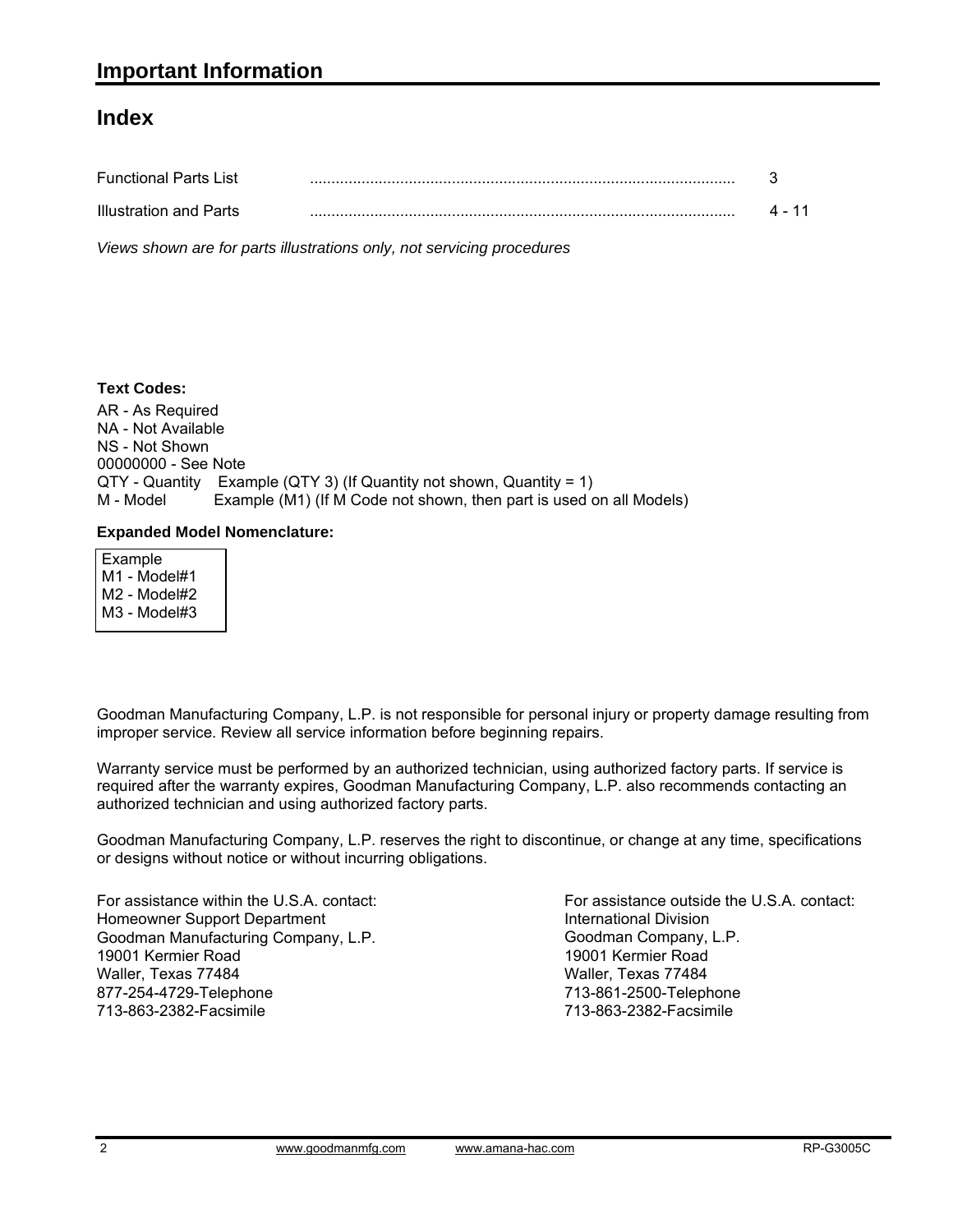# Important Information

## Index

| | | |
|---|---|---|
| Functional Parts List | .................................................................................................. | 3 |
| Illustration and Parts | .................................................................................................. | 4 - 11 |

*Views shown are for parts illustrations only, not servicing procedures*

**Text Codes:**

AR - As Required
NA - Not Available
NS - Not Shown
00000000 - See Note
QTY - Quantity    Example (QTY 3) (If Quantity not shown, Quantity = 1)
M - Model    Example (M1) (If M Code not shown, then part is used on all Models)

**Expanded Model Nomenclature:**

Example
M1 - Model#1
M2 - Model#2
M3 - Model#3

Goodman Manufacturing Company, L.P. is not responsible for personal injury or property damage resulting from improper service. Review all service information before beginning repairs.

Warranty service must be performed by an authorized technician, using authorized factory parts. If service is required after the warranty expires, Goodman Manufacturing Company, L.P. also recommends contacting an authorized technician and using authorized factory parts.

Goodman Manufacturing Company, L.P. reserves the right to discontinue, or change at any time, specifications or designs without notice or without incurring obligations.

For assistance within the U.S.A. contact:
Homeowner Support Department
Goodman Manufacturing Company, L.P.
19001 Kermier Road
Waller, Texas 77484
877-254-4729-Telephone
713-863-2382-Facsimile

For assistance outside the U.S.A. contact:
International Division
Goodman Company, L.P.
19001 Kermier Road
Waller, Texas 77484
713-861-2500-Telephone
713-863-2382-Facsimile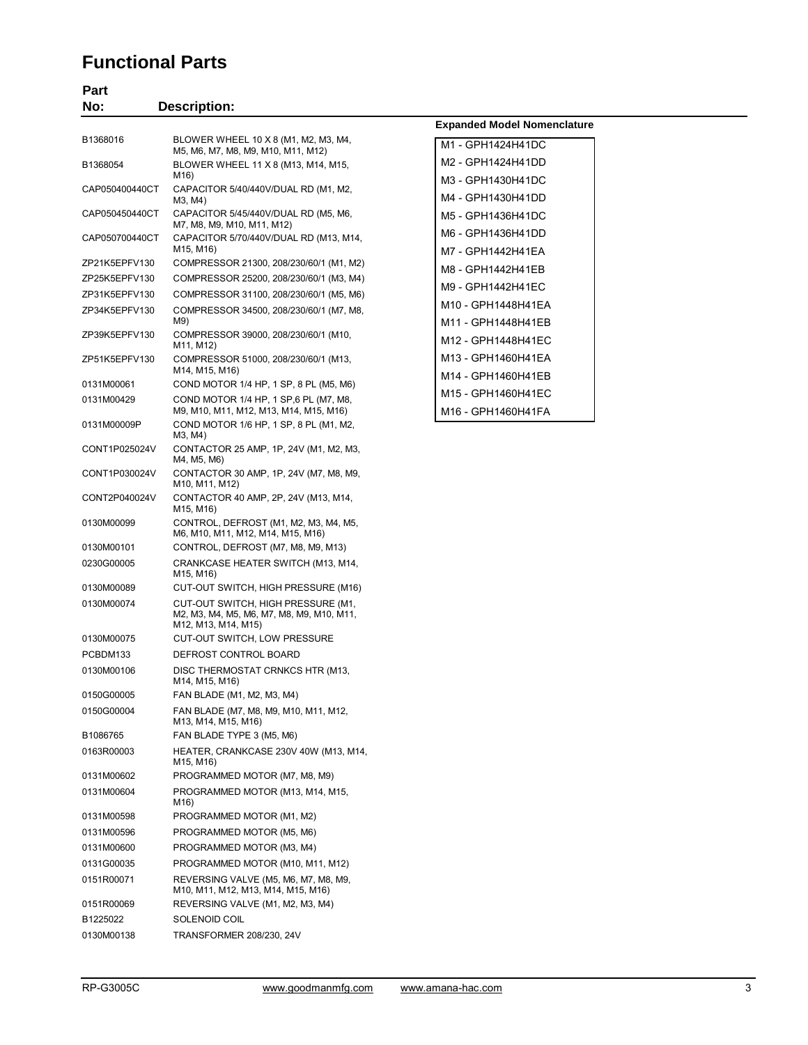# Functional Parts

| Part No: | Description: |
|---|---|
| B1368016 | BLOWER WHEEL 10 X 8 (M1, M2, M3, M4, M5, M6, M7, M8, M9, M10, M11, M12) |
| B1368054 | BLOWER WHEEL 11 X 8 (M13, M14, M15, M16) |
| CAP050400440CT | CAPACITOR 5/40/440V/DUAL RD (M1, M2, M3, M4) |
| CAP050450440CT | CAPACITOR 5/45/440V/DUAL RD (M5, M6, M7, M8, M9, M10, M11, M12) |
| CAP050700440CT | CAPACITOR 5/70/440V/DUAL RD (M13, M14, M15, M16) |
| ZP21K5EPFV130 | COMPRESSOR 21300, 208/230/60/1 (M1, M2) |
| ZP25K5EPFV130 | COMPRESSOR 25200, 208/230/60/1 (M3, M4) |
| ZP31K5EPFV130 | COMPRESSOR 31100, 208/230/60/1 (M5, M6) |
| ZP34K5EPFV130 | COMPRESSOR 34500, 208/230/60/1 (M7, M8, M9) |
| ZP39K5EPFV130 | COMPRESSOR 39000, 208/230/60/1 (M10, M11, M12) |
| ZP51K5EPFV130 | COMPRESSOR 51000, 208/230/60/1 (M13, M14, M15, M16) |
| 0131M00061 | COND MOTOR 1/4 HP, 1 SP, 8 PL (M5, M6) |
| 0131M00429 | COND MOTOR 1/4 HP, 1 SP,6 PL (M7, M8, M9, M10, M11, M12, M13, M14, M15, M16) |
| 0131M00009P | COND MOTOR 1/6 HP, 1 SP, 8 PL (M1, M2, M3, M4) |
| CONT1P025024V | CONTACTOR 25 AMP, 1P, 24V (M1, M2, M3, M4, M5, M6) |
| CONT1P030024V | CONTACTOR 30 AMP, 1P, 24V (M7, M8, M9, M10, M11, M12) |
| CONT2P040024V | CONTACTOR 40 AMP, 2P, 24V (M13, M14, M15, M16) |
| 0130M00099 | CONTROL, DEFROST (M1, M2, M3, M4, M5, M6, M10, M11, M12, M14, M15, M16) |
| 0130M00101 | CONTROL, DEFROST (M7, M8, M9, M13) |
| 0230G00005 | CRANKCASE HEATER SWITCH (M13, M14, M15, M16) |
| 0130M00089 | CUT-OUT SWITCH, HIGH PRESSURE (M16) |
| 0130M00074 | CUT-OUT SWITCH, HIGH PRESSURE (M1, M2, M3, M4, M5, M6, M7, M8, M9, M10, M11, M12, M13, M14, M15) |
| 0130M00075 | CUT-OUT SWITCH, LOW PRESSURE |
| PCBDM133 | DEFROST CONTROL BOARD |
| 0130M00106 | DISC THERMOSTAT CRNKCS HTR (M13, M14, M15, M16) |
| 0150G00005 | FAN BLADE (M1, M2, M3, M4) |
| 0150G00004 | FAN BLADE (M7, M8, M9, M10, M11, M12, M13, M14, M15, M16) |
| B1086765 | FAN BLADE TYPE 3 (M5, M6) |
| 0163R00003 | HEATER, CRANKCASE 230V 40W (M13, M14, M15, M16) |
| 0131M00602 | PROGRAMMED MOTOR (M7, M8, M9) |
| 0131M00604 | PROGRAMMED MOTOR (M13, M14, M15, M16) |
| 0131M00598 | PROGRAMMED MOTOR (M1, M2) |
| 0131M00596 | PROGRAMMED MOTOR (M5, M6) |
| 0131M00600 | PROGRAMMED MOTOR (M3, M4) |
| 0131G00035 | PROGRAMMED MOTOR (M10, M11, M12) |
| 0151R00071 | REVERSING VALVE (M5, M6, M7, M8, M9, M10, M11, M12, M13, M14, M15, M16) |
| 0151R00069 | REVERSING VALVE (M1, M2, M3, M4) |
| B1225022 | SOLENOID COIL |
| 0130M00138 | TRANSFORMER 208/230, 24V |

**Expanded Model Nomenclature**

| |
|---|
| M1 - GPH1424H41DC |
| M2 - GPH1424H41DD |
| M3 - GPH1430H41DC |
| M4 - GPH1430H41DD |
| M5 - GPH1436H41DC |
| M6 - GPH1436H41DD |
| M7 - GPH1442H41EA |
| M8 - GPH1442H41EB |
| M9 - GPH1442H41EC |
| M10 - GPH1448H41EA |
| M11 - GPH1448H41EB |
| M12 - GPH1448H41EC |
| M13 - GPH1460H41EA |
| M14 - GPH1460H41EB |
| M15 - GPH1460H41EC |
| M16 - GPH1460H41FA |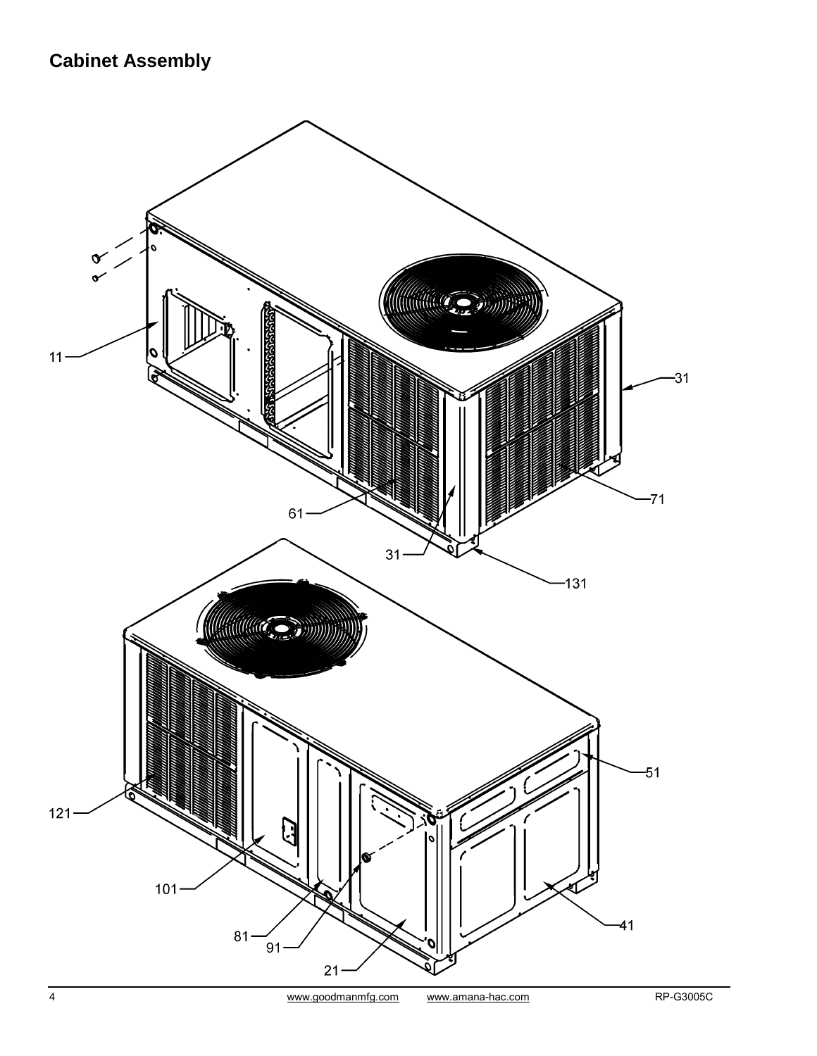## Cabinet Assembly

11

31

61

71

31

131

51

121

101

41

81

91

21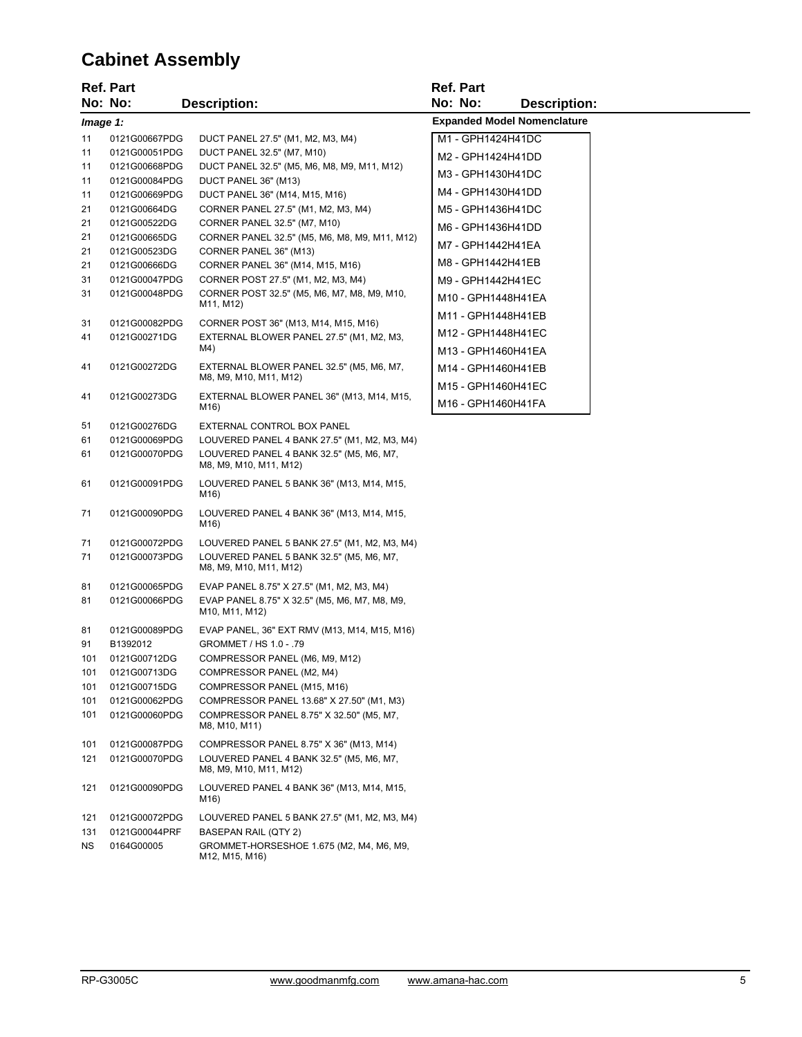# Cabinet Assembly

| Ref. No: | Part No: | Description: |
|---|---|---|
| *Image 1:* | | |
| 11 | 0121G00667PDG | DUCT PANEL 27.5" (M1, M2, M3, M4) |
| 11 | 0121G00051PDG | DUCT PANEL 32.5" (M7, M10) |
| 11 | 0121G00668PDG | DUCT PANEL 32.5" (M5, M6, M8, M9, M11, M12) |
| 11 | 0121G00084PDG | DUCT PANEL 36" (M13) |
| 11 | 0121G00669PDG | DUCT PANEL 36" (M14, M15, M16) |
| 21 | 0121G00664DG | CORNER PANEL 27.5" (M1, M2, M3, M4) |
| 21 | 0121G00522DG | CORNER PANEL 32.5" (M7, M10) |
| 21 | 0121G00665DG | CORNER PANEL 32.5" (M5, M6, M8, M9, M11, M12) |
| 21 | 0121G00523DG | CORNER PANEL 36" (M13) |
| 21 | 0121G00666DG | CORNER PANEL 36" (M14, M15, M16) |
| 31 | 0121G00047PDG | CORNER POST 27.5" (M1, M2, M3, M4) |
| 31 | 0121G00048PDG | CORNER POST 32.5" (M5, M6, M7, M8, M9, M10, M11, M12) |
| 31 | 0121G00082PDG | CORNER POST 36" (M13, M14, M15, M16) |
| 41 | 0121G00271DG | EXTERNAL BLOWER PANEL 27.5" (M1, M2, M3, M4) |
| 41 | 0121G00272DG | EXTERNAL BLOWER PANEL 32.5" (M5, M6, M7, M8, M9, M10, M11, M12) |
| 41 | 0121G00273DG | EXTERNAL BLOWER PANEL 36" (M13, M14, M15, M16) |
| 51 | 0121G00276DG | EXTERNAL CONTROL BOX PANEL |
| 61 | 0121G00069PDG | LOUVERED PANEL 4 BANK 27.5" (M1, M2, M3, M4) |
| 61 | 0121G00070PDG | LOUVERED PANEL 4 BANK 32.5" (M5, M6, M7, M8, M9, M10, M11, M12) |
| 61 | 0121G00091PDG | LOUVERED PANEL 5 BANK 36" (M13, M14, M15, M16) |
| 71 | 0121G00090PDG | LOUVERED PANEL 4 BANK 36" (M13, M14, M15, M16) |
| 71 | 0121G00072PDG | LOUVERED PANEL 5 BANK 27.5" (M1, M2, M3, M4) |
| 71 | 0121G00073PDG | LOUVERED PANEL 5 BANK 32.5" (M5, M6, M7, M8, M9, M10, M11, M12) |
| 81 | 0121G00065PDG | EVAP PANEL 8.75" X 27.5" (M1, M2, M3, M4) |
| 81 | 0121G00066PDG | EVAP PANEL 8.75" X 32.5" (M5, M6, M7, M8, M9, M10, M11, M12) |
| 81 | 0121G00089PDG | EVAP PANEL, 36" EXT RMV (M13, M14, M15, M16) |
| 91 | B1392012 | GROMMET / HS 1.0 - .79 |
| 101 | 0121G00712DG | COMPRESSOR PANEL (M6, M9, M12) |
| 101 | 0121G00713DG | COMPRESSOR PANEL (M2, M4) |
| 101 | 0121G00715DG | COMPRESSOR PANEL (M15, M16) |
| 101 | 0121G00062PDG | COMPRESSOR PANEL 13.68" X 27.50" (M1, M3) |
| 101 | 0121G00060PDG | COMPRESSOR PANEL 8.75" X 32.50" (M5, M7, M8, M10, M11) |
| 101 | 0121G00087PDG | COMPRESSOR PANEL 8.75" X 36" (M13, M14) |
| 121 | 0121G00070PDG | LOUVERED PANEL 4 BANK 32.5" (M5, M6, M7, M8, M9, M10, M11, M12) |
| 121 | 0121G00090PDG | LOUVERED PANEL 4 BANK 36" (M13, M14, M15, M16) |
| 121 | 0121G00072PDG | LOUVERED PANEL 5 BANK 27.5" (M1, M2, M3, M4) |
| 131 | 0121G00044PRF | BASEPAN RAIL (QTY 2) |
| NS | 0164G00005 | GROMMET-HORSESHOE 1.675 (M2, M4, M6, M9, M12, M15, M16) |

**Expanded Model Nomenclature**

| Expanded Model Nomenclature |
|---|
| M1 - GPH1424H41DC |
| M2 - GPH1424H41DD |
| M3 - GPH1430H41DC |
| M4 - GPH1430H41DD |
| M5 - GPH1436H41DC |
| M6 - GPH1436H41DD |
| M7 - GPH1442H41EA |
| M8 - GPH1442H41EB |
| M9 - GPH1442H41EC |
| M10 - GPH1448H41EA |
| M11 - GPH1448H41EB |
| M12 - GPH1448H41EC |
| M13 - GPH1460H41EA |
| M14 - GPH1460H41EB |
| M15 - GPH1460H41EC |
| M16 - GPH1460H41FA |

RP-G3005C www.goodmanmfg.com www.amana-hac.com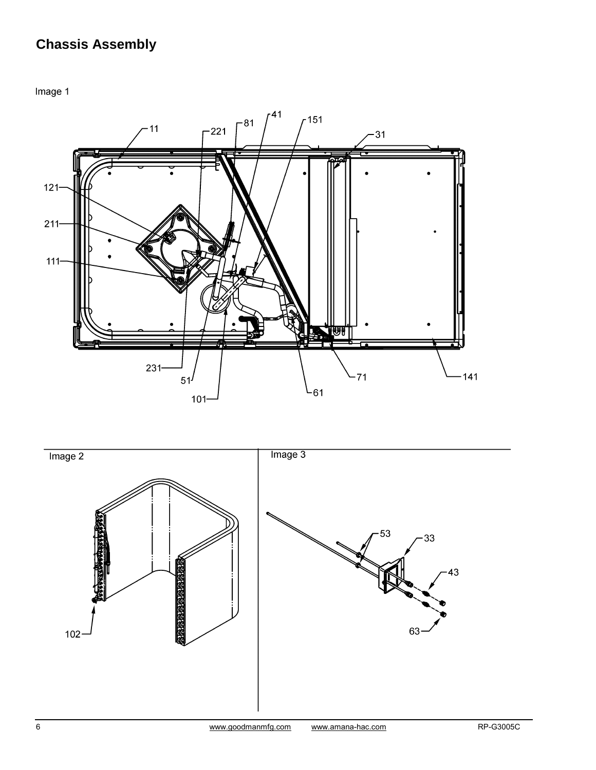## Chassis Assembly

Image 1

11, 221, 81, 41, 151, 31, 121, 211, 111, 231, 51, 101, 61, 71, 141

Image 2

102

Image 3

53, 33, 43, 63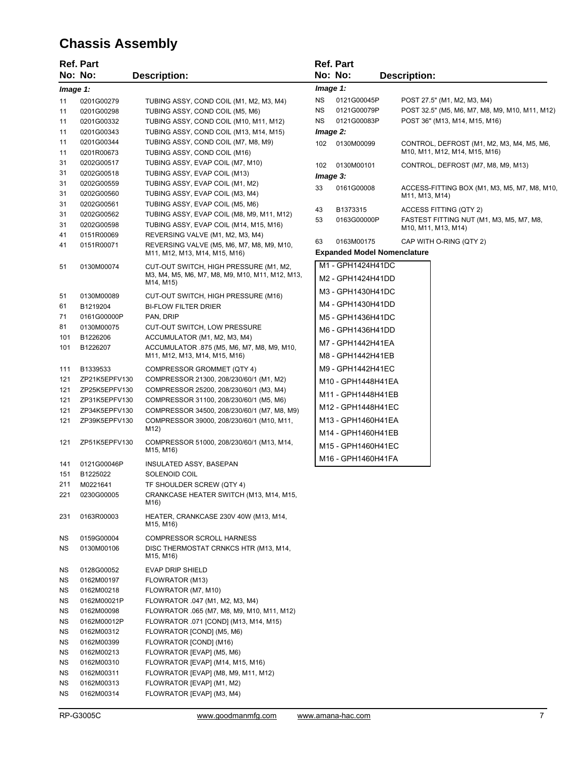# Chassis Assembly

| Ref. No: | Part No: | Description: |
|---|---|---|
| ***Image 1:*** | | |
| 11 | 0201G00279 | TUBING ASSY, COND COIL (M1, M2, M3, M4) |
| 11 | 0201G00298 | TUBING ASSY, COND COIL (M5, M6) |
| 11 | 0201G00332 | TUBING ASSY, COND COIL (M10, M11, M12) |
| 11 | 0201G00343 | TUBING ASSY, COND COIL (M13, M14, M15) |
| 11 | 0201G00344 | TUBING ASSY, COND COIL (M7, M8, M9) |
| 11 | 0201R00673 | TUBING ASSY, COND COIL (M16) |
| 31 | 0202G00517 | TUBING ASSY, EVAP COIL (M7, M10) |
| 31 | 0202G00518 | TUBING ASSY, EVAP COIL (M13) |
| 31 | 0202G00559 | TUBING ASSY, EVAP COIL (M1, M2) |
| 31 | 0202G00560 | TUBING ASSY, EVAP COIL (M3, M4) |
| 31 | 0202G00561 | TUBING ASSY, EVAP COIL (M5, M6) |
| 31 | 0202G00562 | TUBING ASSY, EVAP COIL (M8, M9, M11, M12) |
| 31 | 0202G00598 | TUBING ASSY, EVAP COIL (M14, M15, M16) |
| 41 | 0151R00069 | REVERSING VALVE (M1, M2, M3, M4) |
| 41 | 0151R00071 | REVERSING VALVE (M5, M6, M7, M8, M9, M10, M11, M12, M13, M14, M15, M16) |
| 51 | 0130M00074 | CUT-OUT SWITCH, HIGH PRESSURE (M1, M2, M3, M4, M5, M6, M7, M8, M9, M10, M11, M12, M13, M14, M15) |
| 51 | 0130M00089 | CUT-OUT SWITCH, HIGH PRESSURE (M16) |
| 61 | B1219204 | BI-FLOW FILTER DRIER |
| 71 | 0161G00000P | PAN, DRIP |
| 81 | 0130M00075 | CUT-OUT SWITCH, LOW PRESSURE |
| 101 | B1226206 | ACCUMULATOR (M1, M2, M3, M4) |
| 101 | B1226207 | ACCUMULATOR .875 (M5, M6, M7, M8, M9, M10, M11, M12, M13, M14, M15, M16) |
| 111 | B1339533 | COMPRESSOR GROMMET (QTY 4) |
| 121 | ZP21K5EPFV130 | COMPRESSOR 21300, 208/230/60/1 (M1, M2) |
| 121 | ZP25K5EPFV130 | COMPRESSOR 25200, 208/230/60/1 (M3, M4) |
| 121 | ZP31K5EPFV130 | COMPRESSOR 31100, 208/230/60/1 (M5, M6) |
| 121 | ZP34K5EPFV130 | COMPRESSOR 34500, 208/230/60/1 (M7, M8, M9) |
| 121 | ZP39K5EPFV130 | COMPRESSOR 39000, 208/230/60/1 (M10, M11, M12) |
| 121 | ZP51K5EPFV130 | COMPRESSOR 51000, 208/230/60/1 (M13, M14, M15, M16) |
| 141 | 0121G00046P | INSULATED ASSY, BASEPAN |
| 151 | B1225022 | SOLENOID COIL |
| 211 | M0221641 | TF SHOULDER SCREW (QTY 4) |
| 221 | 0230G00005 | CRANKCASE HEATER SWITCH (M13, M14, M15, M16) |
| 231 | 0163R00003 | HEATER, CRANKCASE 230V 40W (M13, M14, M15, M16) |
| NS | 0159G00004 | COMPRESSOR SCROLL HARNESS |
| NS | 0130M00106 | DISC THERMOSTAT CRNKCS HTR (M13, M14, M15, M16) |
| NS | 0128G00052 | EVAP DRIP SHIELD |
| NS | 0162M00197 | FLOWRATOR (M13) |
| NS | 0162M00218 | FLOWRATOR (M7, M10) |
| NS | 0162M00021P | FLOWRATOR .047 (M1, M2, M3, M4) |
| NS | 0162M00098 | FLOWRATOR .065 (M7, M8, M9, M10, M11, M12) |
| NS | 0162M00012P | FLOWRATOR .071 [COND] (M13, M14, M15) |
| NS | 0162M00312 | FLOWRATOR [COND] (M5, M6) |
| NS | 0162M00399 | FLOWRATOR [COND] (M16) |
| NS | 0162M00213 | FLOWRATOR [EVAP] (M5, M6) |
| NS | 0162M00310 | FLOWRATOR [EVAP] (M14, M15, M16) |
| NS | 0162M00311 | FLOWRATOR [EVAP] (M8, M9, M11, M12) |
| NS | 0162M00313 | FLOWRATOR [EVAP] (M1, M2) |
| NS | 0162M00314 | FLOWRATOR [EVAP] (M3, M4) |
| NS | 0121G00045P | POST 27.5" (M1, M2, M3, M4) |
| NS | 0121G00079P | POST 32.5" (M5, M6, M7, M8, M9, M10, M11, M12) |
| NS | 0121G00083P | POST 36" (M13, M14, M15, M16) |
| ***Image 2:*** | | |
| 102 | 0130M00099 | CONTROL, DEFROST (M1, M2, M3, M4, M5, M6, M10, M11, M12, M14, M15, M16) |
| 102 | 0130M00101 | CONTROL, DEFROST (M7, M8, M9, M13) |
| ***Image 3:*** | | |
| 33 | 0161G00008 | ACCESS-FITTING BOX (M1, M3, M5, M7, M8, M10, M11, M13, M14) |
| 43 | B1373315 | ACCESS FITTING (QTY 2) |
| 53 | 0163G00000P | FASTEST FITTING NUT (M1, M3, M5, M7, M8, M10, M11, M13, M14) |
| 63 | 0163M00175 | CAP WITH O-RING (QTY 2) |

**Expanded Model Nomenclature**

- M1 - GPH1424H41DC
- M2 - GPH1424H41DD
- M3 - GPH1430H41DC
- M4 - GPH1430H41DD
- M5 - GPH1436H41DC
- M6 - GPH1436H41DD
- M7 - GPH1442H41EA
- M8 - GPH1442H41EB
- M9 - GPH1442H41EC
- M10 - GPH1448H41EA
- M11 - GPH1448H41EB
- M12 - GPH1448H41EC
- M13 - GPH1460H41EA
- M14 - GPH1460H41EB
- M15 - GPH1460H41EC
- M16 - GPH1460H41FA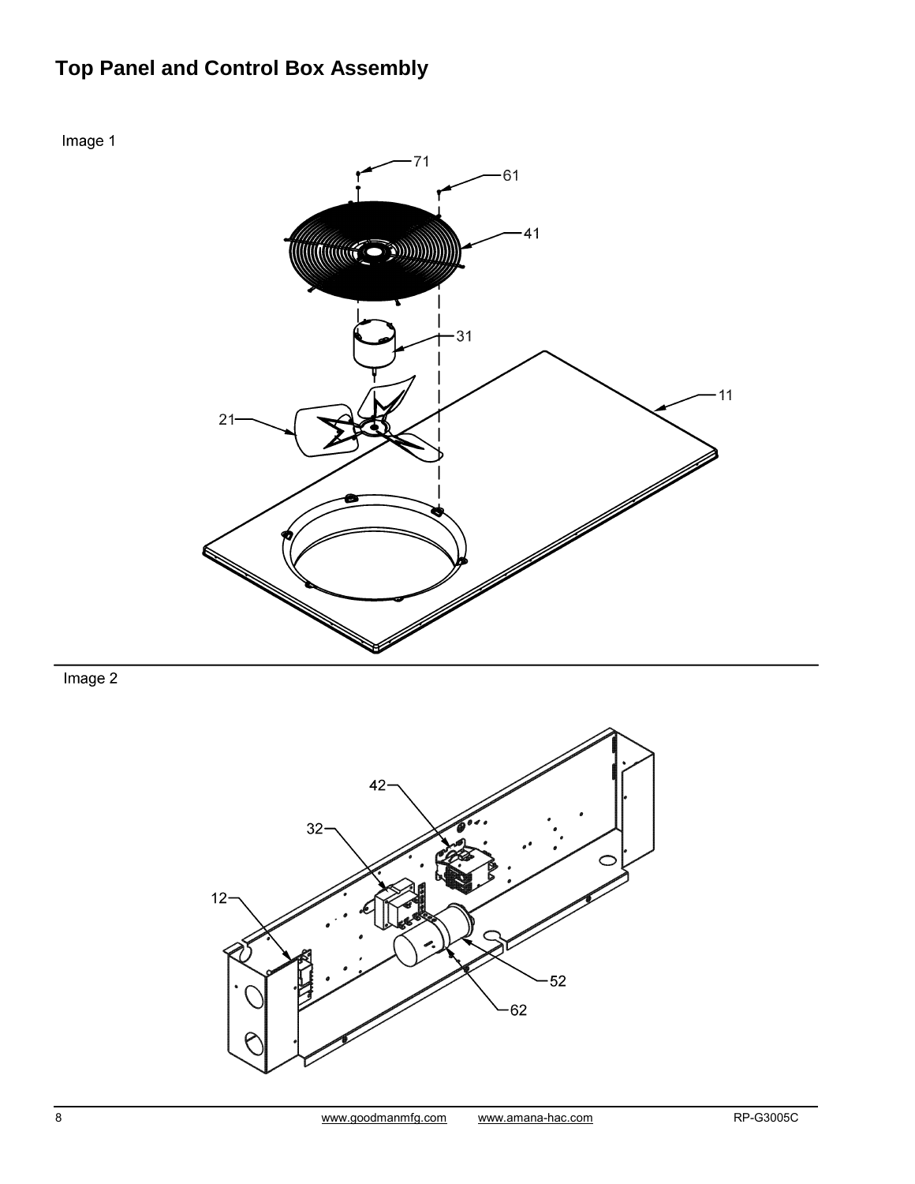# Top Panel and Control Box Assembly

Image 1

71

61

41

31

11

21

Image 2

42

32

12

52

62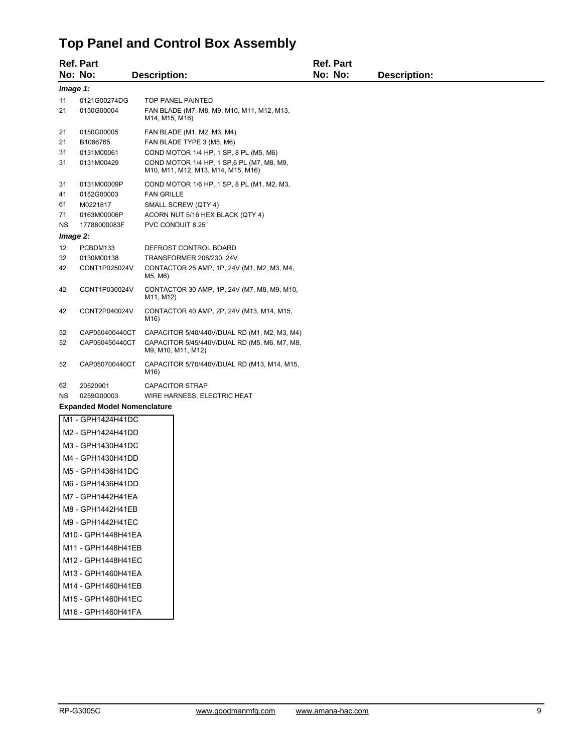# Top Panel and Control Box Assembly

| Ref. No: | Part No: | Description: |
|---|---|---|
| ***Image 1:*** | | |
| 11 | 0121G00274DG | TOP PANEL PAINTED |
| 21 | 0150G00004 | FAN BLADE (M7, M8, M9, M10, M11, M12, M13, M14, M15, M16) |
| 21 | 0150G00005 | FAN BLADE (M1, M2, M3, M4) |
| 21 | B1086765 | FAN BLADE TYPE 3 (M5, M6) |
| 31 | 0131M00061 | COND MOTOR 1/4 HP, 1 SP, 8 PL (M5, M6) |
| 31 | 0131M00429 | COND MOTOR 1/4 HP, 1 SP,6 PL (M7, M8, M9, M10, M11, M12, M13, M14, M15, M16) |
| 31 | 0131M00009P | COND MOTOR 1/6 HP, 1 SP, 8 PL (M1, M2, M3, |
| 41 | 0152G00003 | FAN GRILLE |
| 61 | M0221817 | SMALL SCREW (QTY 4) |
| 71 | 0163M00006P | ACORN NUT 5/16 HEX BLACK (QTY 4) |
| NS | 17788000083F | PVC CONDUIT 8.25" |
| ***Image 2:*** | | |
| 12 | PCBDM133 | DEFROST CONTROL BOARD |
| 32 | 0130M00138 | TRANSFORMER 208/230, 24V |
| 42 | CONT1P025024V | CONTACTOR 25 AMP, 1P, 24V (M1, M2, M3, M4, M5, M6) |
| 42 | CONT1P030024V | CONTACTOR 30 AMP, 1P, 24V (M7, M8, M9, M10, M11, M12) |
| 42 | CONT2P040024V | CONTACTOR 40 AMP, 2P, 24V (M13, M14, M15, M16) |
| 52 | CAP050400440CT | CAPACITOR 5/40/440V/DUAL RD (M1, M2, M3, M4) |
| 52 | CAP050450440CT | CAPACITOR 5/45/440V/DUAL RD (M5, M6, M7, M8, M9, M10, M11, M12) |
| 52 | CAP050700440CT | CAPACITOR 5/70/440V/DUAL RD (M13, M14, M15, M16) |
| 62 | 20520901 | CAPACITOR STRAP |
| NS | 0259G00003 | WIRE HARNESS, ELECTRIC HEAT |

**Expanded Model Nomenclature**

| |
|---|
| M1 - GPH1424H41DC |
| M2 - GPH1424H41DD |
| M3 - GPH1430H41DC |
| M4 - GPH1430H41DD |
| M5 - GPH1436H41DC |
| M6 - GPH1436H41DD |
| M7 - GPH1442H41EA |
| M8 - GPH1442H41EB |
| M9 - GPH1442H41EC |
| M10 - GPH1448H41EA |
| M11 - GPH1448H41EB |
| M12 - GPH1448H41EC |
| M13 - GPH1460H41EA |
| M14 - GPH1460H41EB |
| M15 - GPH1460H41EC |
| M16 - GPH1460H41FA |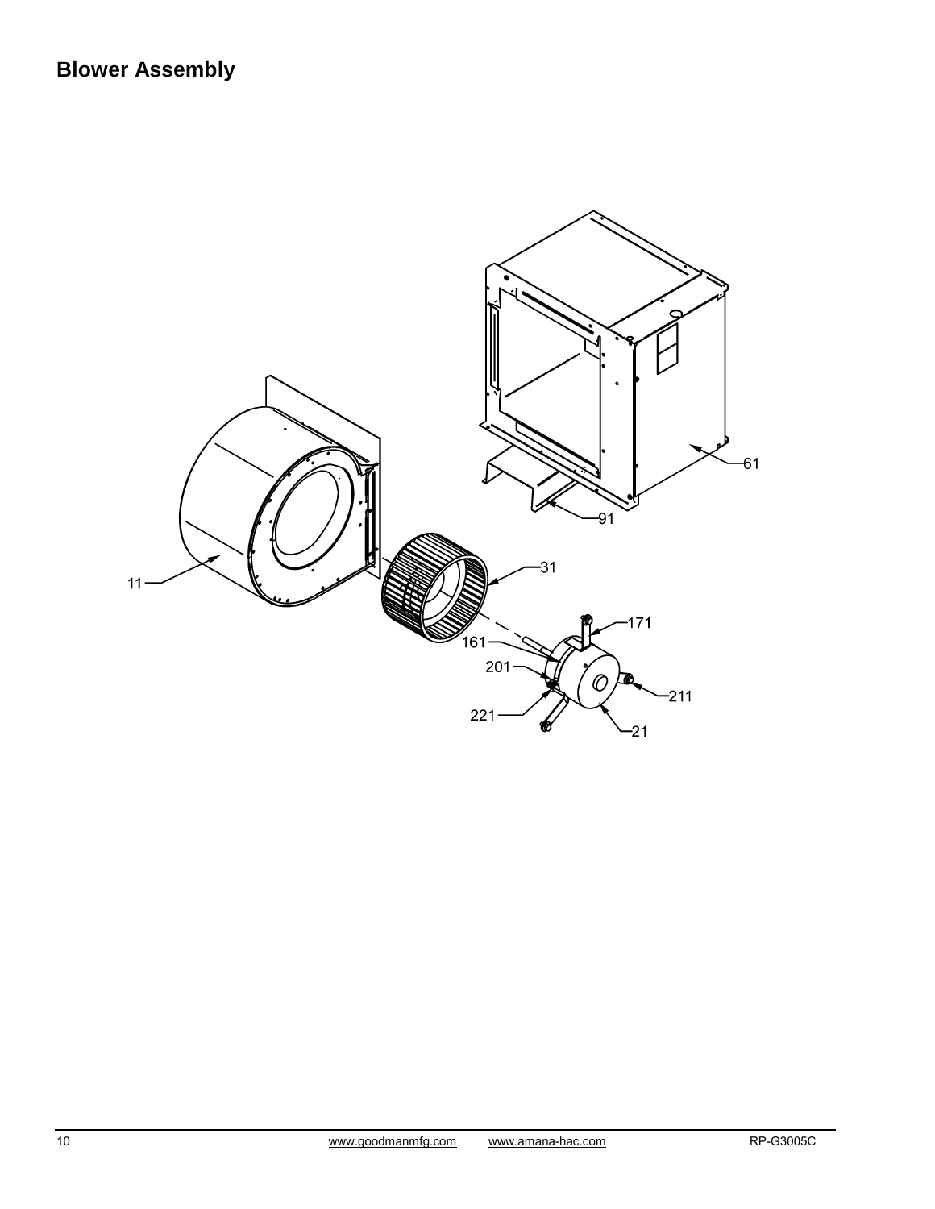## Blower Assembly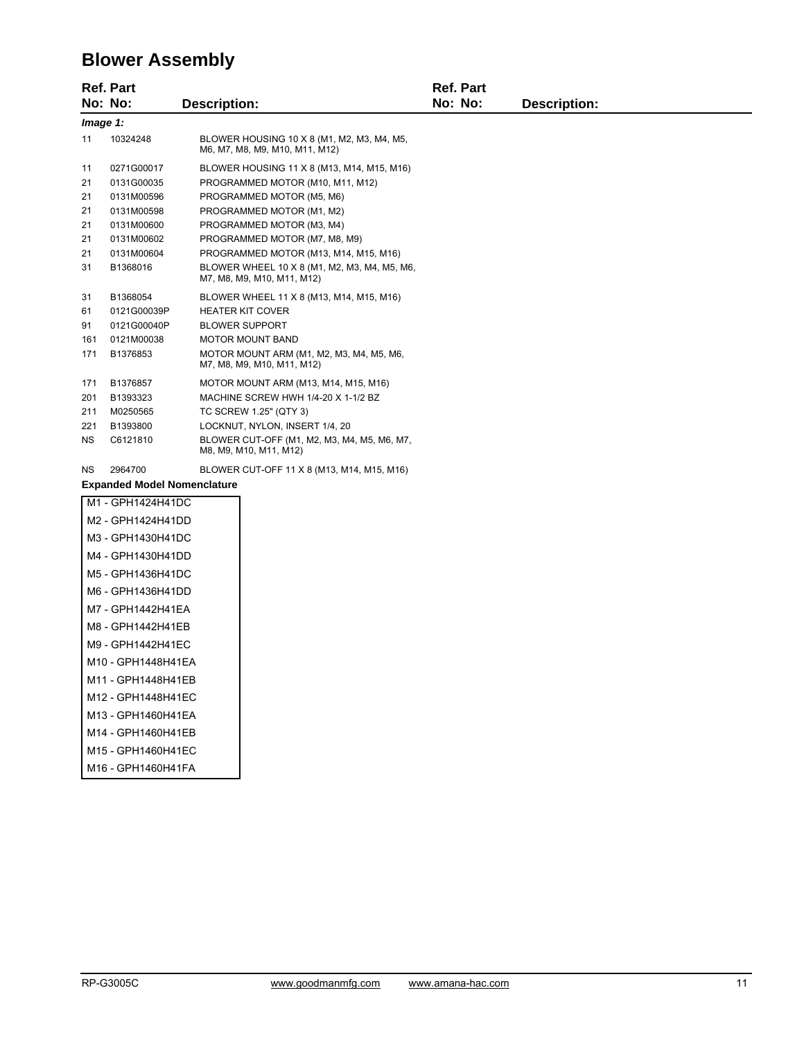# Blower Assembly

| Ref. No: | Part No: | Description: |
|---|---|---|
| *Image 1:* | | |
| 11 | 10324248 | BLOWER HOUSING 10 X 8 (M1, M2, M3, M4, M5, M6, M7, M8, M9, M10, M11, M12) |
| 11 | 0271G00017 | BLOWER HOUSING 11 X 8 (M13, M14, M15, M16) |
| 21 | 0131G00035 | PROGRAMMED MOTOR (M10, M11, M12) |
| 21 | 0131M00596 | PROGRAMMED MOTOR (M5, M6) |
| 21 | 0131M00598 | PROGRAMMED MOTOR (M1, M2) |
| 21 | 0131M00600 | PROGRAMMED MOTOR (M3, M4) |
| 21 | 0131M00602 | PROGRAMMED MOTOR (M7, M8, M9) |
| 21 | 0131M00604 | PROGRAMMED MOTOR (M13, M14, M15, M16) |
| 31 | B1368016 | BLOWER WHEEL 10 X 8 (M1, M2, M3, M4, M5, M6, M7, M8, M9, M10, M11, M12) |
| 31 | B1368054 | BLOWER WHEEL 11 X 8 (M13, M14, M15, M16) |
| 61 | 0121G00039P | HEATER KIT COVER |
| 91 | 0121G00040P | BLOWER SUPPORT |
| 161 | 0121M00038 | MOTOR MOUNT BAND |
| 171 | B1376853 | MOTOR MOUNT ARM (M1, M2, M3, M4, M5, M6, M7, M8, M9, M10, M11, M12) |
| 171 | B1376857 | MOTOR MOUNT ARM (M13, M14, M15, M16) |
| 201 | B1393323 | MACHINE SCREW HWH 1/4-20 X 1-1/2 BZ |
| 211 | M0250565 | TC SCREW 1.25" (QTY 3) |
| 221 | B1393800 | LOCKNUT, NYLON, INSERT 1/4, 20 |
| NS | C6121810 | BLOWER CUT-OFF (M1, M2, M3, M4, M5, M6, M7, M8, M9, M10, M11, M12) |
| NS | 2964700 | BLOWER CUT-OFF 11 X 8 (M13, M14, M15, M16) |

**Expanded Model Nomenclature**

| |
|---|
| M1 - GPH1424H41DC |
| M2 - GPH1424H41DD |
| M3 - GPH1430H41DC |
| M4 - GPH1430H41DD |
| M5 - GPH1436H41DC |
| M6 - GPH1436H41DD |
| M7 - GPH1442H41EA |
| M8 - GPH1442H41EB |
| M9 - GPH1442H41EC |
| M10 - GPH1448H41EA |
| M11 - GPH1448H41EB |
| M12 - GPH1448H41EC |
| M13 - GPH1460H41EA |
| M14 - GPH1460H41EB |
| M15 - GPH1460H41EC |
| M16 - GPH1460H41FA |

RP-G3005C www.goodmanmfg.com www.amana-hac.com